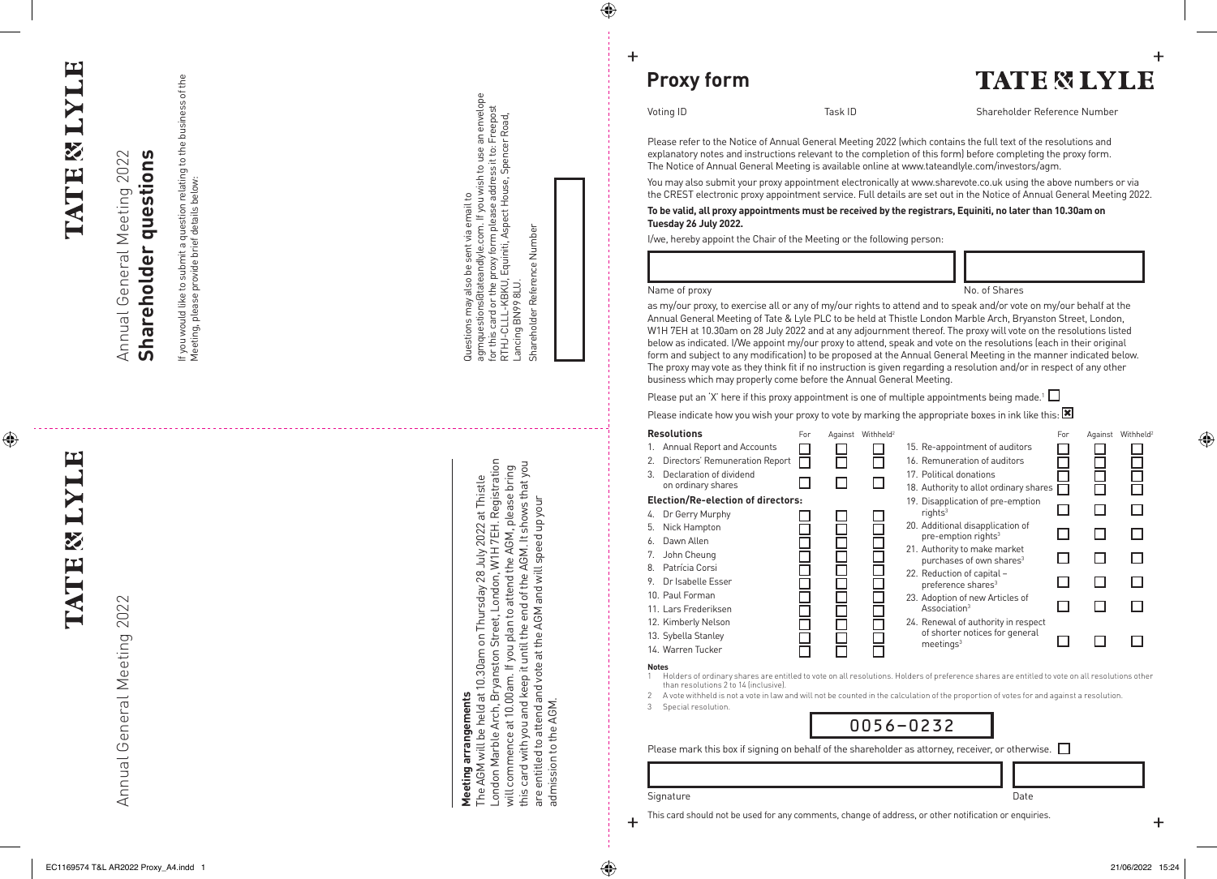TATE & LYLE

Annual General Meeting 2022

## Shareholder questions

If you would like to submit a question relating to the business of the Meeting, please provide brief details below:

Questions may also be sent via email to agmquestions@tateandlyle.com. If you wish to use an envelope for this card or the proxy form please address it to: Freepost RTHJ-CLLL-KBKU, Equiniti, Aspect House, Spencer Road, Lancing BN99 8LU.

Shareholder Reference Number

TATE & LYLE

Annual General Meeting 2022

**Meeting arrangements**

The AGM will be held at 10.30am on Thursday 28 July 2022 at Thistle London Marble Arch, Bryanston Street, London, W1H 7EH. Registration will commence at 10.00am. If you plan to attend the AGM, please bring this card with you and keep it until the end of the AGM. It shows that you are entitled to attend and vote at the AGM and will speed up your admission to the AGM.

# Proxy form

TATE & LYLE

Voting ID | Task ID | Shareholder Reference Number

Please refer to the Notice of Annual General Meeting 2022 (which contains the full text of the resolutions and explanatory notes and instructions relevant to the completion of this form) before completing the proxy form. The Notice of Annual General Meeting is available online at www.tateandlyle.com/investors/agm.

You may also submit your proxy appointment electronically at www.sharevote.co.uk using the above numbers or via the CREST electronic proxy appointment service. Full details are set out in the Notice of Annual General Meeting 2022.

**To be valid, all proxy appointments must be received by the registrars, Equiniti, no later than 10.30am on Tuesday 26 July 2022.**

I/we, hereby appoint the Chair of the Meeting or the following person:

Name of proxy | No. of Shares

as my/our proxy, to exercise all or any of my/our rights to attend and to speak and/or vote on my/our behalf at the Annual General Meeting of Tate & Lyle PLC to be held at Thistle London Marble Arch, Bryanston Street, London, W1H 7EH at 10.30am on 28 July 2022 and at any adjournment thereof. The proxy will vote on the resolutions listed below as indicated. I/We appoint my/our proxy to attend, speak and vote on the resolutions (each in their original form and subject to any modification) to be proposed at the Annual General Meeting in the manner indicated below. The proxy may vote as they think fit if no instruction is given regarding a resolution and/or in respect of any other business which may properly come before the Annual General Meeting.

Please put an 'X' here if this proxy appointment is one of multiple appointments being made.[1] ☐

Please indicate how you wish your proxy to vote by marking the appropriate boxes in ink like this: ☒

| Resolutions | For | Against | Withheld[2] |
|---|---|---|---|
| 1. Annual Report and Accounts | ☐ | ☐ | ☐ |
| 2. Directors' Remuneration Report | ☐ | ☐ | ☐ |
| 3. Declaration of dividend on ordinary shares | ☐ | ☐ | ☐ |
| **Election/Re-election of directors:** | | | |
| 4. Dr Gerry Murphy | ☐ | ☐ | ☐ |
| 5. Nick Hampton | ☐ | ☐ | ☐ |
| 6. Dawn Allen | ☐ | ☐ | ☐ |
| 7. John Cheung | ☐ | ☐ | ☐ |
| 8. Patrícia Corsi | ☐ | ☐ | ☐ |
| 9. Dr Isabelle Esser | ☐ | ☐ | ☐ |
| 10. Paul Forman | ☐ | ☐ | ☐ |
| 11. Lars Frederiksen | ☐ | ☐ | ☐ |
| 12. Kimberly Nelson | ☐ | ☐ | ☐ |
| 13. Sybella Stanley | ☐ | ☐ | ☐ |
| 14. Warren Tucker | ☐ | ☐ | ☐ |
| 15. Re-appointment of auditors | ☐ | ☐ | ☐ |
| 16. Remuneration of auditors | ☐ | ☐ | ☐ |
| 17. Political donations | ☐ | ☐ | ☐ |
| 18. Authority to allot ordinary shares | ☐ | ☐ | ☐ |
| 19. Disapplication of pre-emption rights[3] | ☐ | ☐ | ☐ |
| 20. Additional disapplication of pre-emption rights[3] | ☐ | ☐ | ☐ |
| 21. Authority to make market purchases of own shares[3] | ☐ | ☐ | ☐ |
| 22. Reduction of capital – preference shares[3] | ☐ | ☐ | ☐ |
| 23. Adoption of new Articles of Association[3] | ☐ | ☐ | ☐ |
| 24. Renewal of authority in respect of shorter notices for general meetings[3] | ☐ | ☐ | ☐ |

**Notes**

1. Holders of ordinary shares are entitled to vote on all resolutions. Holders of preference shares are entitled to vote on all resolutions other than resolutions 2 to 14 (inclusive).
2. A vote withheld is not a vote in law and will not be counted in the calculation of the proportion of votes for and against a resolution.
3. Special resolution.

0056–0232

Please mark this box if signing on behalf of the shareholder as attorney, receiver, or otherwise. ☐

Signature | Date

This card should not be used for any comments, change of address, or other notification or enquiries.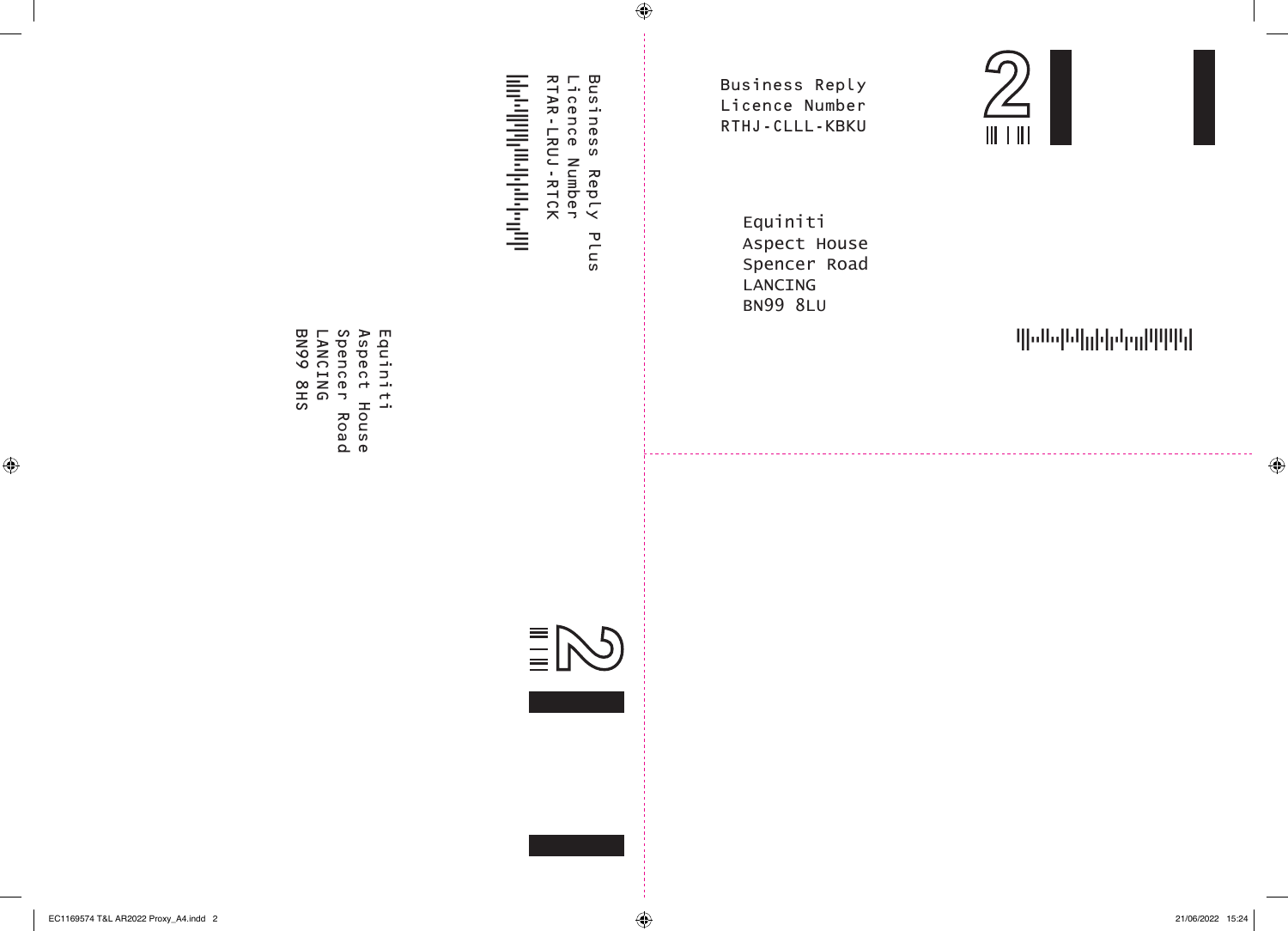Business Reply Plus
Licence Number
RTAR-LRUJ-RTCK

Equiniti
Aspect House
Spencer Road
LANCING
BN99 8HS

Business Reply
Licence Number
RTHJ-CLLL-KBKU

Equiniti
Aspect House
Spencer Road
LANCING
BN99 8LU